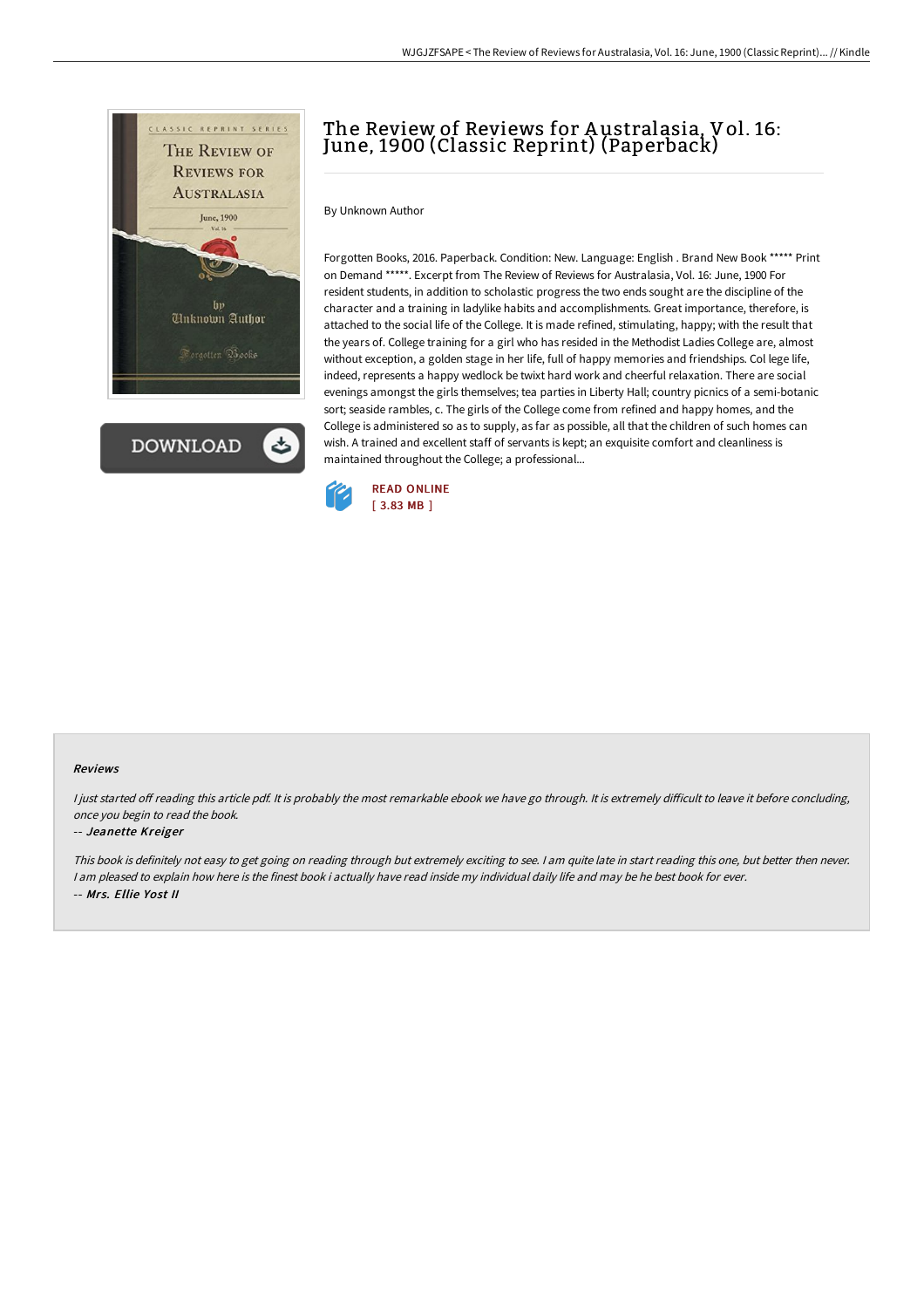# The Review of Reviews for Australasia, Vol. 16: June, 1900 (Classic Reprint) (Paperback)

By Unknown Author

Forgotten Books, 2016. Paperback. Condition: New. Language: English . Brand New Book ***** Print on Demand *****. Excerpt from The Review of Reviews for Australasia, Vol. 16: June, 1900 For resident students, in addition to scholastic progress the two ends sought are the discipline of the character and a training in ladylike habits and accomplishments. Great importance, therefore, is attached to the social life of the College. It is made refined, stimulating, happy; with the result that the years of. College training for a girl who has resided in the Methodist Ladies College are, almost without exception, a golden stage in her life, full of happy memories and friendships. Col lege life, indeed, represents a happy wedlock be twixt hard work and cheerful relaxation. There are social evenings amongst the girls themselves; tea parties in Liberty Hall; country picnics of a semi-botanic sort; seaside rambles, c. The girls of the College come from refined and happy homes, and the College is administered so as to supply, as far as possible, all that the children of such homes can wish. A trained and excellent staff of servants is kept; an exquisite comfort and cleanliness is maintained throughout the College; a professional...

READ ONLINE
[ 3.83 MB ]

## Reviews

*I just started off reading this article pdf. It is probably the most remarkable ebook we have go through. It is extremely difficult to leave it before concluding, once you begin to read the book.*

-- ***Jeanette Kreiger***

*This book is definitely not easy to get going on reading through but extremely exciting to see. I am quite late in start reading this one, but better then never. I am pleased to explain how here is the finest book i actually have read inside my individual daily life and may be he best book for ever.*

-- ***Mrs. Ellie Yost II***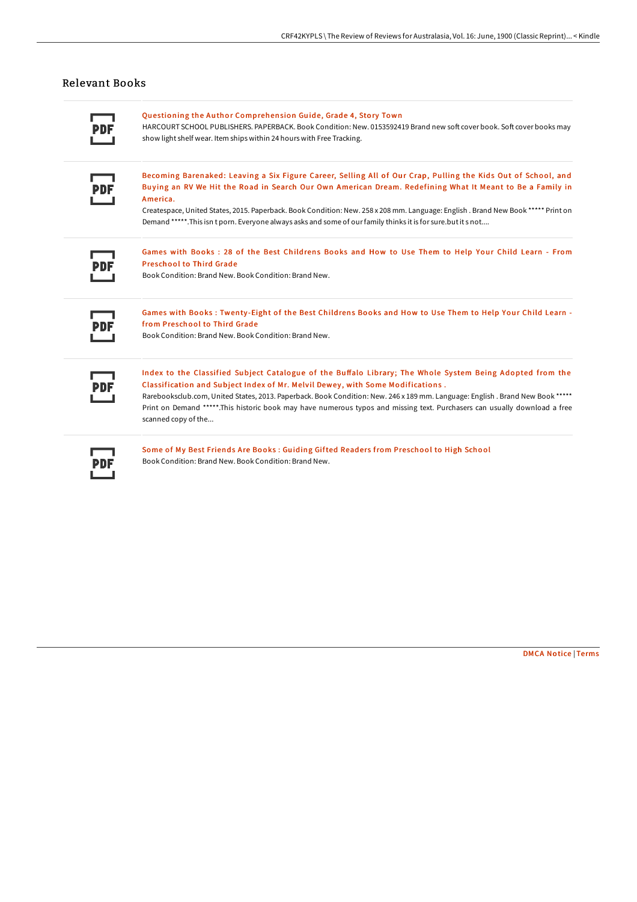## Relevant Books

**Questioning the Author Comprehension Guide, Grade 4, Story Town**

HARCOURT SCHOOL PUBLISHERS. PAPERBACK. Book Condition: New. 0153592419 Brand new soft cover book. Soft cover books may show light shelf wear. Item ships within 24 hours with Free Tracking.

**Becoming Barenaked: Leaving a Six Figure Career, Selling All of Our Crap, Pulling the Kids Out of School, and Buying an RV We Hit the Road in Search Our Own American Dream. Redefining What It Meant to Be a Family in America.**

Createspace, United States, 2015. Paperback. Book Condition: New. 258 x 208 mm. Language: English . Brand New Book ***** Print on Demand *****.This isn t porn. Everyone always asks and some of our family thinks it is for sure.but it s not....

**Games with Books : 28 of the Best Childrens Books and How to Use Them to Help Your Child Learn - From Preschool to Third Grade**

Book Condition: Brand New. Book Condition: Brand New.

**Games with Books : Twenty-Eight of the Best Childrens Books and How to Use Them to Help Your Child Learn - from Preschool to Third Grade**

Book Condition: Brand New. Book Condition: Brand New.

**Index to the Classified Subject Catalogue of the Buffalo Library; The Whole System Being Adopted from the Classification and Subject Index of Mr. Melvil Dewey, with Some Modifications .**

Rarebooksclub.com, United States, 2013. Paperback. Book Condition: New. 246 x 189 mm. Language: English . Brand New Book ***** Print on Demand *****.This historic book may have numerous typos and missing text. Purchasers can usually download a free scanned copy of the...

**Some of My Best Friends Are Books : Guiding Gifted Readers from Preschool to High School**

Book Condition: Brand New. Book Condition: Brand New.